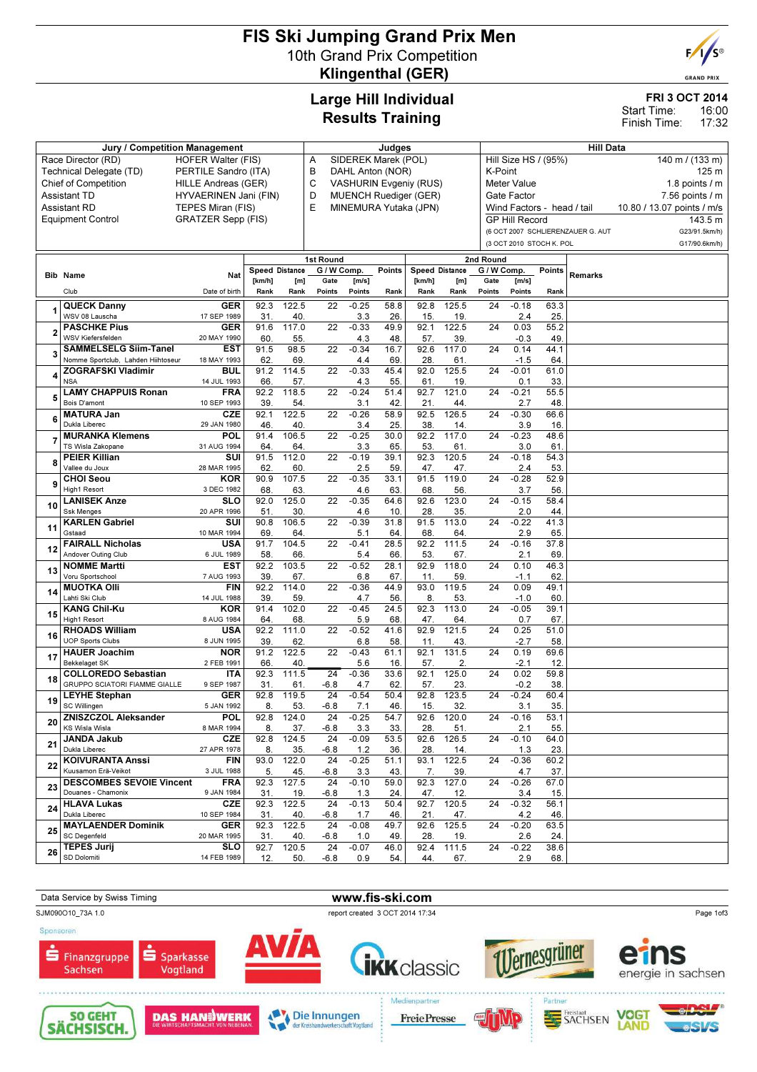# FIS Ski Jumping Grand Prix Men

10th Grand Prix Competition

**Klingenthal (GER)**

## Large Hill Individual
## Results Training

**FRI 3 OCT 2014**
Start Time: 16:00
Finish Time: 17:32

| Jury / Competition Management | | Judges | | Hill Data | |
|---|---|---|---|---|---|
| Race Director (RD) | HOFER Walter (FIS) | A | SIDEREK Marek (POL) | Hill Size HS / (95%) | 140 m / (133 m) |
| Technical Delegate (TD) | PERTILE Sandro (ITA) | B | DAHL Anton (NOR) | K-Point | 125 m |
| Chief of Competition | HILLE Andreas (GER) | C | VASHURIN Evgeniy (RUS) | Meter Value | 1.8 points / m |
| Assistant TD | HYVAERINEN Jani (FIN) | D | MUENCH Ruediger (GER) | Gate Factor | 7.56 points / m |
| Assistant RD | TEPES Miran (FIS) | E | MINEMURA Yutaka (JPN) | Wind Factors - head / tail | 10.80 / 13.07 points / m/s |
| Equipment Control | GRATZER Sepp (FIS) | | | GP Hill Record | 143.5 m |
| | | | | (6 OCT 2007 SCHLIERENZAUER G. AUT | G23/91.5km/h) |
| | | | | (3 OCT 2010 STOCH K. POL | G17/90.6km/h) |

| Bib | Name / Club | Nat / Date of birth | 1st Round Speed [km/h] / Rank | Distance [m] / Rank | Gate / Points | Wind [m/s] / Points | Points / Rank | 2nd Round Speed [km/h] / Rank | Distance [m] / Rank | Gate / Points | Wind [m/s] / Points | Points / Rank | Remarks |
|---|---|---|---|---|---|---|---|---|---|---|---|---|---|
| 1 | **QUECK Danny** WSV 08 Lauscha | **GER** 17 SEP 1989 | 92.3 / 31. | 122.5 / 40. | 22 | -0.25 / 3.3 | 58.8 / 26. | 92.8 / 15. | 125.5 / 19. | 24 | -0.18 / 2.4 | 63.3 / 25. | |
| 2 | **PASCHKE Pius** WSV Kiefersfelden | **GER** 20 MAY 1990 | 91.6 / 60. | 117.0 / 55. | 22 | -0.33 / 4.3 | 49.9 / 48. | 92.1 / 57. | 122.5 / 39. | 24 | 0.03 / -0.3 | 55.2 / 49. | |
| 3 | **SAMMELSELG Siim-Tanel** Nomme Sportclub, Lahden Hiihtoseur | **EST** 18 MAY 1993 | 91.5 / 62. | 98.5 / 69. | 22 | -0.34 / 4.4 | 16.7 / 69. | 92.6 / 28. | 117.0 / 61. | 24 | 0.14 / -1.5 | 44.1 / 64. | |
| 4 | **ZOGRAFSKI Vladimir** NSA | **BUL** 14 JUL 1993 | 91.2 / 66. | 114.5 / 57. | 22 | -0.33 / 4.3 | 45.4 / 55. | 92.0 / 61. | 125.5 / 19. | 24 | -0.01 / 0.1 | 61.0 / 33. | |
| 5 | **LAMY CHAPPUIS Ronan** Bois D'amont | **FRA** 10 SEP 1993 | 92.2 / 39. | 118.5 / 54. | 22 | -0.24 / 3.1 | 51.4 / 42. | 92.7 / 21. | 121.0 / 44. | 24 | -0.21 / 2.7 | 55.5 / 48. | |
| 6 | **MATURA Jan** Dukla Liberec | **CZE** 29 JAN 1980 | 92.1 / 46. | 122.5 / 40. | 22 | -0.26 / 3.4 | 58.9 / 25. | 92.5 / 38. | 126.5 / 14. | 24 | -0.30 / 3.9 | 66.6 / 16. | |
| 7 | **MURANKA Klemens** TS Wisla Zakopane | **POL** 31 AUG 1994 | 91.4 / 64. | 106.5 / 64. | 22 | -0.25 / 3.3 | 30.0 / 65. | 92.2 / 53. | 117.0 / 61. | 24 | -0.23 / 3.0 | 48.6 / 61. | |
| 8 | **PEIER Killian** Vallee du Joux | **SUI** 28 MAR 1995 | 91.5 / 62. | 112.0 / 60. | 22 | -0.19 / 2.5 | 39.1 / 59. | 92.3 / 47. | 120.5 / 47. | 24 | -0.18 / 2.4 | 54.3 / 53. | |
| 9 | **CHOI Seou** High1 Resort | **KOR** 3 DEC 1982 | 90.9 / 68. | 107.5 / 63. | 22 | -0.35 / 4.6 | 33.1 / 63. | 91.5 / 68. | 119.0 / 56. | 24 | -0.28 / 3.7 | 52.9 / 56. | |
| 10 | **LANISEK Anze** Ssk Menges | **SLO** 20 APR 1996 | 92.0 / 51. | 125.0 / 30. | 22 | -0.35 / 4.6 | 64.6 / 10. | 92.6 / 28. | 123.0 / 35. | 24 | -0.15 / 2.0 | 58.4 / 44. | |
| 11 | **KARLEN Gabriel** Gstaad | **SUI** 10 MAR 1994 | 90.8 / 69. | 106.5 / 64. | 22 | -0.39 / 5.1 | 31.8 / 64. | 91.5 / 68. | 113.0 / 64. | 24 | -0.22 / 2.9 | 41.3 / 65. | |
| 12 | **FAIRALL Nicholas** Andover Outing Club | **USA** 6 JUL 1989 | 91.7 / 58. | 104.5 / 66. | 22 | -0.41 / 5.4 | 28.5 / 66. | 92.2 / 53. | 111.5 / 67. | 24 | -0.16 / 2.1 | 37.8 / 69. | |
| 13 | **NOMME Martti** Voru Sportschool | **EST** 7 AUG 1993 | 92.2 / 39. | 103.5 / 67. | 22 | -0.52 / 6.8 | 28.1 / 67. | 92.9 / 11. | 118.0 / 59. | 24 | 0.10 / -1.1 | 46.3 / 62. | |
| 14 | **MUOTKA Olli** Lahti Ski Club | **FIN** 14 JUL 1988 | 92.2 / 39. | 114.0 / 59. | 22 | -0.36 / 4.7 | 44.9 / 56. | 93.0 / 8. | 119.5 / 53. | 24 | 0.09 / -1.0 | 49.1 / 60. | |
| 15 | **KANG Chil-Ku** High1 Resort | **KOR** 8 AUG 1984 | 91.4 / 64. | 102.0 / 68. | 22 | -0.45 / 5.9 | 24.5 / 68. | 92.3 / 47. | 113.0 / 64. | 24 | -0.05 / 0.7 | 39.1 / 67. | |
| 16 | **RHOADS William** UOP Sports Clubs | **USA** 8 JUN 1995 | 92.2 / 39. | 111.0 / 62. | 22 | -0.52 / 6.8 | 41.6 / 58. | 92.9 / 11. | 121.5 / 43. | 24 | 0.25 / -2.7 | 51.0 / 58. | |
| 17 | **HAUER Joachim** Bekkelaget SK | **NOR** 2 FEB 1991 | 91.2 / 66. | 122.5 / 40. | 22 | -0.43 / 5.6 | 61.1 / 16. | 92.1 / 57. | 131.5 / 2. | 24 | 0.19 / -2.1 | 69.6 / 12. | |
| 18 | **COLLOREDO Sebastian** GRUPPO SCIATORI FIAMME GIALLE | **ITA** 9 SEP 1987 | 92.3 / 31. | 111.5 / 61. | 24 / -6.8 | -0.36 / 4.7 | 33.6 / 62. | 92.1 / 57. | 125.0 / 23. | 24 | 0.02 / -0.2 | 59.8 / 38. | |
| 19 | **LEYHE Stephan** SC Willingen | **GER** 5 JAN 1992 | 92.8 / 8. | 119.5 / 53. | 24 / -6.8 | -0.54 / 7.1 | 50.4 / 46. | 92.8 / 15. | 123.5 / 32. | 24 | -0.24 / 3.1 | 60.4 / 35. | |
| 20 | **ZNISZCZOL Aleksander** KS Wisla Wisla | **POL** 8 MAR 1994 | 92.8 / 8. | 124.0 / 37. | 24 / -6.8 | -0.25 / 3.3 | 54.7 / 33. | 92.6 / 28. | 120.0 / 51. | 24 | -0.16 / 2.1 | 53.1 / 55. | |
| 21 | **JANDA Jakub** Dukla Liberec | **CZE** 27 APR 1978 | 92.8 / 8. | 124.5 / 35. | 24 / -6.8 | -0.09 / 1.2 | 53.5 / 36. | 92.6 / 28. | 126.5 / 14. | 24 | -0.10 / 1.3 | 64.0 / 23. | |
| 22 | **KOIVURANTA Anssi** Kuusamon Erä-Veikot | **FIN** 3 JUL 1988 | 93.0 / 5. | 122.0 / 45. | 24 / -6.8 | -0.25 / 3.3 | 51.1 / 43. | 93.1 / 7. | 122.5 / 39. | 24 | -0.36 / 4.7 | 60.2 / 37. | |
| 23 | **DESCOMBES SEVOIE Vincent** Douanes - Chamonix | **FRA** 9 JAN 1984 | 92.3 / 31. | 127.5 / 19. | 24 / -6.8 | -0.10 / 1.3 | 59.0 / 24. | 92.3 / 47. | 127.0 / 12. | 24 | -0.26 / 3.4 | 67.0 / 15. | |
| 24 | **HLAVA Lukas** Dukla Liberec | **CZE** 10 SEP 1984 | 92.3 / 31. | 122.5 / 40. | 24 / -6.8 | -0.13 / 1.7 | 50.4 / 46. | 92.7 / 21. | 120.5 / 47. | 24 | -0.32 / 4.2 | 56.1 / 46. | |
| 25 | **MAYLAENDER Dominik** SC Degenfeld | **GER** 20 MAR 1995 | 92.3 / 31. | 122.5 / 40. | 24 / -6.8 | -0.08 / 1.0 | 49.7 / 49. | 92.6 / 28. | 125.5 / 19. | 24 | -0.20 / 2.6 | 63.5 / 24. | |
| 26 | **TEPES Jurij** SD Dolomiti | **SLO** 14 FEB 1989 | 92.7 / 12. | 120.5 / 50. | 24 / -6.8 | -0.07 / 0.9 | 46.0 / 54. | 92.4 / 44. | 111.5 / 67. | 24 | -0.22 / 2.9 | 38.6 / 68. | |

Data Service by Swiss Timing — www.fis-ski.com

SJM090O10_73A 1.0 — report created 3 OCT 2014 17:34

Sponsoren: Finanzgruppe Sachsen, Sparkasse Vogtland, AVIA, IKK classic, Wernesgrüner, eins energie in sachsen, SO GEHT SÄCHSISCH., DAS HANDWERK, Die Innungen der Kreishandwerkerschaft Vogtland

Medienpartner: FreiePresse, JUMP

Partner: Freistaat SACHSEN, VOGTLAND, DSV, SVS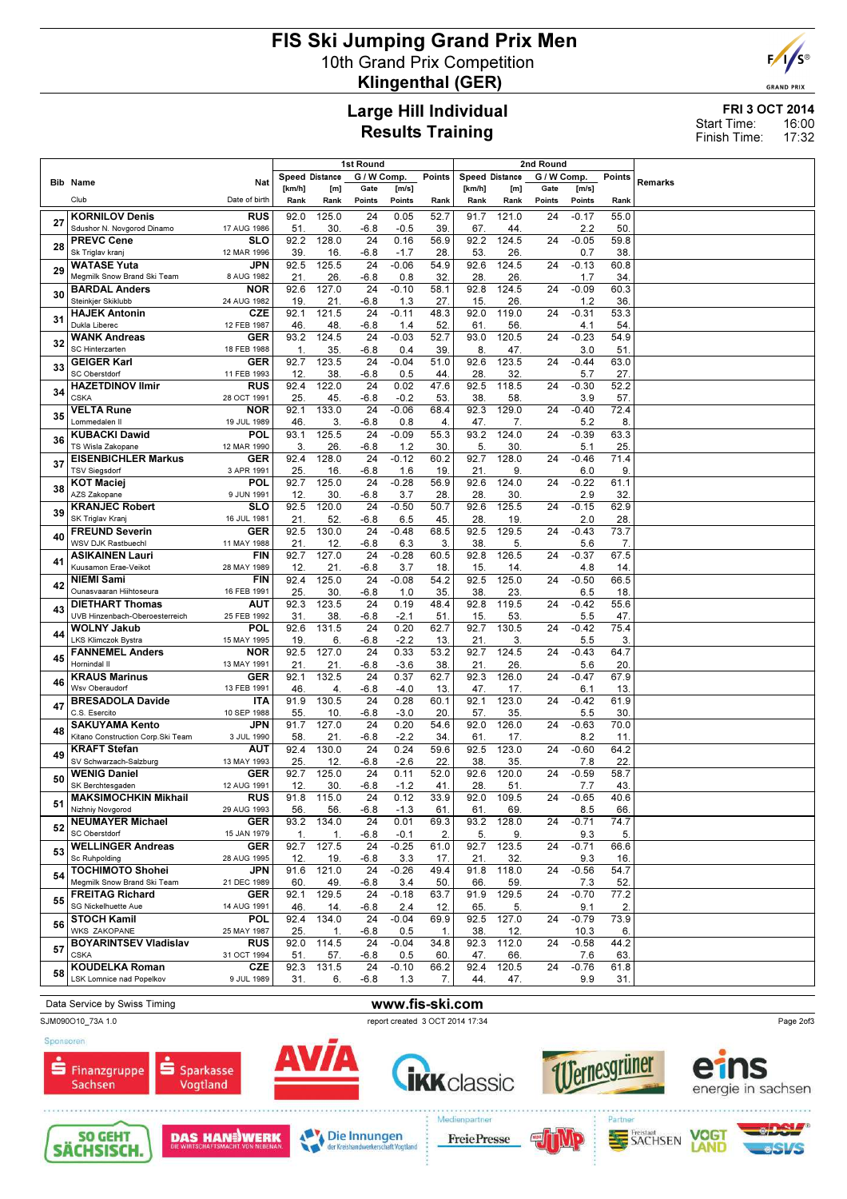# FIS Ski Jumping Grand Prix Men

10th Grand Prix Competition

**Klingenthal (GER)**

## Large Hill Individual
## Results Training

**FRI 3 OCT 2014**
Start Time: 16:00
Finish Time: 17:32

| Bib | Name / Club | Nat / Date of birth | 1st Round Speed [km/h] / Rank | Distance [m] / Rank | Gate / Gate Points | G/W Comp. [m/s] / Points | Points / Rank | 2nd Round Speed [km/h] / Rank | Distance [m] / Rank | Gate / Gate Points | G/W Comp. [m/s] / Points | Points / Rank | Remarks |
|---|---|---|---|---|---|---|---|---|---|---|---|---|---|
| 27 | KORNILOV Denis / Sdushor N. Novgorod Dinamo | RUS / 17 AUG 1986 | 92.0 / 51. | 125.0 / 30. | 24 / -6.8 | 0.05 / -0.5 | 52.7 / 39. | 91.7 / 67. | 121.0 / 44. | 24 | -0.17 / 2.2 | 55.0 / 50. | |
| 28 | PREVC Cene / Sk Triglav kranj | SLO / 12 MAR 1996 | 92.2 / 39. | 128.0 / 16. | 24 / -6.8 | 0.16 / -1.7 | 56.9 / 28. | 92.2 / 53. | 124.5 / 26. | 24 | -0.05 / 0.7 | 59.8 / 38. | |
| 29 | WATASE Yuta / Megmilk Snow Brand Ski Team | JPN / 8 AUG 1982 | 92.5 / 21. | 125.5 / 26. | 24 / -6.8 | -0.06 / 0.8 | 54.9 / 32. | 92.6 / 28. | 124.5 / 26. | 24 | -0.13 / 1.7 | 60.8 / 34. | |
| 30 | BARDAL Anders / Steinkjer Skiklubb | NOR / 24 AUG 1982 | 92.6 / 19. | 127.0 / 21. | 24 / -6.8 | -0.10 / 1.3 | 58.1 / 27. | 92.8 / 15. | 124.5 / 26. | 24 | -0.09 / 1.2 | 60.3 / 36. | |
| 31 | HAJEK Antonin / Dukla Liberec | CZE / 12 FEB 1987 | 92.1 / 46. | 121.5 / 48. | 24 / -6.8 | -0.11 / 1.4 | 48.3 / 52. | 92.0 / 61. | 119.0 / 56. | 24 | -0.31 / 4.1 | 53.3 / 54. | |
| 32 | WANK Andreas / SC Hinterzarten | GER / 18 FEB 1988 | 93.2 / 1. | 124.5 / 35. | 24 / -6.8 | -0.03 / 0.4 | 52.7 / 39. | 93.0 / 8. | 120.5 / 47. | 24 | -0.23 / 3.0 | 54.9 / 51. | |
| 33 | GEIGER Karl / SC Oberstdorf | GER / 11 FEB 1993 | 92.7 / 12. | 123.5 / 38. | 24 / -6.8 | -0.04 / 0.5 | 51.0 / 44. | 92.6 / 28. | 123.5 / 32. | 24 | -0.44 / 5.7 | 63.0 / 27. | |
| 34 | HAZETDINOV Ilmir / CSKA | RUS / 28 OCT 1991 | 92.4 / 25. | 122.0 / 45. | 24 / -6.8 | 0.02 / -0.2 | 47.6 / 53. | 92.5 / 38. | 118.5 / 58. | 24 | -0.30 / 3.9 | 52.2 / 57. | |
| 35 | VELTA Rune / Lommedalen Il | NOR / 19 JUL 1989 | 92.1 / 46. | 133.0 / 3. | 24 / -6.8 | -0.06 / 0.8 | 68.4 / 4. | 92.3 / 47. | 129.0 / 7. | 24 | -0.40 / 5.2 | 72.4 / 8. | |
| 36 | KUBACKI Dawid / TS Wisla Zakopane | POL / 12 MAR 1990 | 93.1 / 3. | 125.5 / 26. | 24 / -6.8 | -0.09 / 1.2 | 55.3 / 30. | 93.2 / 5. | 124.0 / 30. | 24 | -0.39 / 5.1 | 63.3 / 25. | |
| 37 | EISENBICHLER Markus / TSV Siegsdorf | GER / 3 APR 1991 | 92.4 / 25. | 128.0 / 16. | 24 / -6.8 | -0.12 / 1.6 | 60.2 / 19. | 92.7 / 21. | 128.0 / 9. | 24 | -0.46 / 6.0 | 71.4 / 9. | |
| 38 | KOT Maciej / AZS Zakopane | POL / 9 JUN 1991 | 92.7 / 12. | 125.0 / 30. | 24 / -6.8 | -0.28 / 3.7 | 56.9 / 28. | 92.6 / 28. | 124.0 / 30. | 24 | -0.22 / 2.9 | 61.1 / 32. | |
| 39 | KRANJEC Robert / SK Triglav Kranj | SLO / 16 JUL 1981 | 92.5 / 21. | 120.0 / 52. | 24 / -6.8 | -0.50 / 6.5 | 50.7 / 45. | 92.6 / 28. | 125.5 / 19. | 24 | -0.15 / 2.0 | 62.9 / 28. | |
| 40 | FREUND Severin / WSV DJK Rastbuechl | GER / 11 MAY 1988 | 92.5 / 21. | 130.0 / 12. | 24 / -6.8 | -0.48 / 6.3 | 68.5 / 3. | 92.5 / 38. | 129.5 / 5. | 24 | -0.43 / 5.6 | 73.7 / 7. | |
| 41 | ASIKAINEN Lauri / Kuusamon Erae-Veikot | FIN / 28 MAY 1989 | 92.7 / 12. | 127.0 / 21. | 24 / -6.8 | -0.28 / 3.7 | 60.5 / 18. | 92.8 / 15. | 126.5 / 14. | 24 | -0.37 / 4.8 | 67.5 / 14. | |
| 42 | NIEMI Sami / Ounasvaaran Hiihtoseura | FIN / 16 FEB 1991 | 92.4 / 25. | 125.0 / 30. | 24 / -6.8 | -0.08 / 1.0 | 54.2 / 35. | 92.5 / 38. | 125.0 / 23. | 24 | -0.50 / 6.5 | 66.5 / 18. | |
| 43 | DIETHART Thomas / UVB Hinzenbach-Oberoesterreich | AUT / 25 FEB 1992 | 92.3 / 31. | 123.5 / 38. | 24 / -6.8 | 0.19 / -2.1 | 48.4 / 51. | 92.8 / 15. | 119.5 / 53. | 24 | -0.42 / 5.5 | 55.6 / 47. | |
| 44 | WOLNY Jakub / LKS Klimczok Bystra | POL / 15 MAY 1995 | 92.6 / 19. | 131.5 / 6. | 24 / -6.8 | 0.20 / -2.2 | 62.7 / 13. | 92.7 / 21. | 130.5 / 3. | 24 | -0.42 / 5.5 | 75.4 / 3. | |
| 45 | FANNEMEL Anders / Hornindal Il | NOR / 13 MAY 1991 | 92.5 / 21. | 127.0 / 21. | 24 / -6.8 | 0.33 / -3.6 | 53.2 / 38. | 92.7 / 21. | 124.5 / 26. | 24 | -0.43 / 5.6 | 64.7 / 20. | |
| 46 | KRAUS Marinus / Wsv Oberaudorf | GER / 13 FEB 1991 | 92.1 / 46. | 132.5 / 4. | 24 / -6.8 | 0.37 / -4.0 | 62.7 / 13. | 92.3 / 47. | 126.0 / 17. | 24 | -0.47 / 6.1 | 67.9 / 13. | |
| 47 | BRESADOLA Davide / C.S. Esercito | ITA / 10 SEP 1988 | 91.9 / 55. | 130.5 / 10. | 24 / -6.8 | 0.28 / -3.0 | 60.1 / 20. | 92.1 / 57. | 123.0 / 35. | 24 | -0.42 / 5.5 | 61.9 / 30. | |
| 48 | SAKUYAMA Kento / Kitano Construction Corp.Ski Team | JPN / 3 JUL 1990 | 91.7 / 58. | 127.0 / 21. | 24 / -6.8 | 0.20 / -2.2 | 54.6 / 34. | 92.0 / 61. | 126.0 / 17. | 24 | -0.63 / 8.2 | 70.0 / 11. | |
| 49 | KRAFT Stefan / SV Schwarzach-Salzburg | AUT / 13 MAY 1993 | 92.4 / 25. | 130.0 / 12. | 24 / -6.8 | 0.24 / -2.6 | 59.6 / 22. | 92.5 / 38. | 123.0 / 35. | 24 | -0.60 / 7.8 | 64.2 / 22. | |
| 50 | WENIG Daniel / SK Berchtesgaden | GER / 12 AUG 1991 | 92.7 / 12. | 125.0 / 30. | 24 / -6.8 | 0.11 / -1.2 | 52.0 / 41. | 92.6 / 28. | 120.0 / 51. | 24 | -0.59 / 7.7 | 58.7 / 43. | |
| 51 | MAKSIMOCHKIN Mikhail / Nizhniy Novgorod | RUS / 29 AUG 1993 | 91.8 / 56. | 115.0 / 56. | 24 / -6.8 | 0.12 / -1.3 | 33.9 / 61. | 92.0 / 61. | 109.5 / 69. | 24 | -0.65 / 8.5 | 40.6 / 66. | |
| 52 | NEUMAYER Michael / SC Oberstdorf | GER / 15 JAN 1979 | 93.2 / 1. | 134.0 / 1. | 24 / -6.8 | 0.01 / -0.1 | 69.3 / 2. | 93.2 / 5. | 128.0 / 9. | 24 | -0.71 / 9.3 | 74.7 / 5. | |
| 53 | WELLINGER Andreas / Sc Ruhpolding | GER / 28 AUG 1995 | 92.7 / 12. | 127.5 / 19. | 24 / -6.8 | -0.25 / 3.3 | 61.0 / 17. | 92.7 / 21. | 123.5 / 32. | 24 | -0.71 / 9.3 | 66.6 / 16. | |
| 54 | TOCHIMOTO Shohei / Megmilk Snow Brand Ski Team | JPN / 21 DEC 1989 | 91.6 / 60. | 121.0 / 49. | 24 / -6.8 | -0.26 / 3.4 | 49.4 / 50. | 91.8 / 66. | 118.0 / 59. | 24 | -0.56 / 7.3 | 54.7 / 52. | |
| 55 | FREITAG Richard / SG Nickelhuette Aue | GER / 14 AUG 1991 | 92.1 / 46. | 129.5 / 14. | 24 / -6.8 | -0.18 / 2.4 | 63.7 / 12. | 91.9 / 65. | 129.5 / 5. | 24 | -0.70 / 9.1 | 77.2 / 2. | |
| 56 | STOCH Kamil / WKS ZAKOPANE | POL / 25 MAY 1987 | 92.4 / 25. | 134.0 / 1. | 24 / -6.8 | -0.04 / 0.5 | 69.9 / 1. | 92.5 / 38. | 127.0 / 12. | 24 | -0.79 / 10.3 | 73.9 / 6. | |
| 57 | BOYARINTSEV Vladislav / CSKA | RUS / 31 OCT 1994 | 92.0 / 51. | 114.5 / 57. | 24 / -6.8 | -0.04 / 0.5 | 34.8 / 60. | 92.3 / 47. | 112.0 / 66. | 24 | -0.58 / 7.6 | 44.2 / 63. | |
| 58 | KOUDELKA Roman / LSK Lomnice nad Popelkov | CZE / 9 JUL 1989 | 92.3 / 31. | 131.5 / 6. | 24 / -6.8 | -0.10 / 1.3 | 66.2 / 7. | 92.4 / 44. | 120.5 / 47. | 24 | -0.76 / 9.9 | 61.8 / 31. | |

Data Service by Swiss Timing

www.fis-ski.com

SJM090O10_73A 1.0 report created 3 OCT 2014 17:34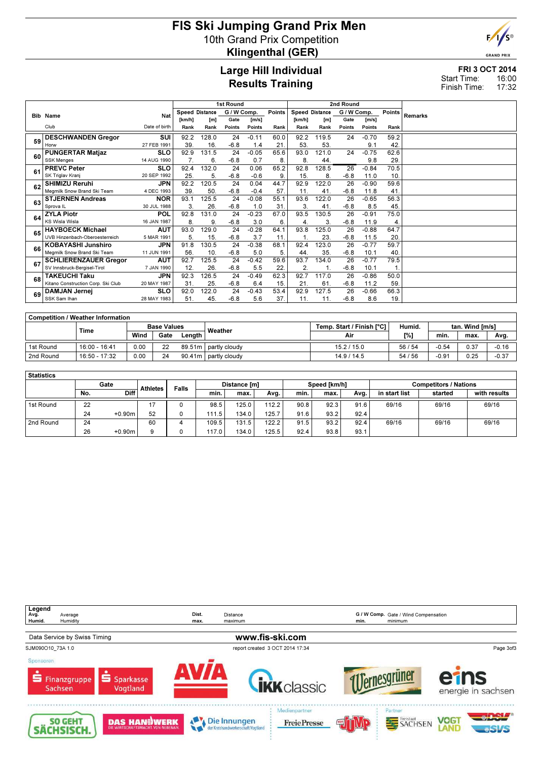# FIS Ski Jumping Grand Prix Men

10th Grand Prix Competition

**Klingenthal (GER)**

## Large Hill Individual
## Results Training

**FRI 3 OCT 2014**
Start Time: 16:00
Finish Time: 17:32

| Bib | Name / Club | Nat / Date of birth | 1st Round Speed [km/h] Rank | Distance [m] Rank | G / W Comp. Gate Points | [m/s] Points | Points Rank | 2nd Round Speed [km/h] Rank | Distance [m] Rank | G / W Comp. Gate Points | [m/s] Points | Points Rank | Remarks |
|---|---|---|---|---|---|---|---|---|---|---|---|---|---|
| 59 | **DESCHWANDEN Gregor** Horw | **SUI** 27 FEB 1991 | 92.2 39. | 128.0 16. | 24 -6.8 | -0.11 1.4 | 60.0 21. | 92.2 53. | 119.5 53. | 24 | -0.70 9.1 | 59.2 42. | |
| 60 | **PUNGERTAR Matjaz** SSK Menges | **SLO** 14 AUG 1990 | 92.9 7. | 131.5 6. | 24 -6.8 | -0.05 0.7 | 65.6 8. | 93.0 8. | 121.0 44. | 24 | -0.75 9.8 | 62.6 29. | |
| 61 | **PREVC Peter** SK Triglav Kranj | **SLO** 20 SEP 1992 | 92.4 25. | 132.0 5. | 24 -6.8 | 0.06 -0.6 | 65.2 9. | 92.8 15. | 128.5 8. | 26 -6.8 | -0.84 11.0 | 70.5 10. | |
| 62 | **SHIMIZU Reruhi** Megmilk Snow Brand Ski Team | **JPN** 4 DEC 1993 | 92.2 39. | 120.5 50. | 24 -6.8 | 0.04 -0.4 | 44.7 57. | 92.9 11. | 122.0 41. | 26 -6.8 | -0.90 11.8 | 59.6 41. | |
| 63 | **STJERNEN Andreas** Sprova IL | **NOR** 30 JUL 1988 | 93.1 3. | 125.5 26. | 24 -6.8 | -0.08 1.0 | 55.1 31. | 93.6 3. | 122.0 41. | 26 -6.8 | -0.65 8.5 | 56.3 45. | |
| 64 | **ZYLA Piotr** KS Wisla Wisla | **POL** 16 JAN 1987 | 92.8 8. | 131.0 9. | 24 -6.8 | -0.23 3.0 | 67.0 6. | 93.5 4. | 130.5 3. | 26 -6.8 | -0.91 11.9 | 75.0 4. | |
| 65 | **HAYBOECK Michael** UVB Hinzenbach-Oberoesterreich | **AUT** 5 MAR 1991 | 93.0 5. | 129.0 15. | 24 -6.8 | -0.28 3.7 | 64.1 11. | 93.8 1. | 125.0 23. | 26 -6.8 | -0.88 11.5 | 64.7 20. | |
| 66 | **KOBAYASHI Junshiro** Megmilk Snow Brand Ski Team | **JPN** 11 JUN 1991 | 91.8 56. | 130.5 10. | 24 -6.8 | -0.38 5.0 | 68.1 5. | 92.4 44. | 123.0 35. | 26 -6.8 | -0.77 10.1 | 59.7 40. | |
| 67 | **SCHLIERENZAUER Gregor** SV Innsbruck-Bergisel-Tirol | **AUT** 7 JAN 1990 | 92.7 12. | 125.5 26. | 24 -6.8 | -0.42 5.5 | 59.6 22. | 93.7 2. | 134.0 1. | 26 -6.8 | -0.77 10.1 | 79.5 1. | |
| 68 | **TAKEUCHI Taku** Kitano Construction Corp. Ski Club | **JPN** 20 MAY 1987 | 92.3 31. | 126.5 25. | 24 -6.8 | -0.49 6.4 | 62.3 15. | 92.7 21. | 117.0 61. | 26 -6.8 | -0.86 11.2 | 50.0 59. | |
| 69 | **DAMJAN Jernej** SSK Sam Ihan | **SLO** 28 MAY 1983 | 92.0 51. | 122.0 45. | 24 -6.8 | -0.43 5.6 | 53.4 37. | 92.9 11. | 127.5 11. | 26 -6.8 | -0.66 8.6 | 66.3 19. | |

### Competition / Weather Information

| | Time | Base Values Wind | Gate | Length | Weather | Temp. Start / Finish [°C] Air | Humid. [%] | tan. Wind [m/s] min. | max. | Avg. |
|---|---|---|---|---|---|---|---|---|---|---|
| 1st Round | 16:00 - 16:41 | 0.00 | 22 | 89.51m | partly cloudy | 15.2 / 15.0 | 56 / 54 | -0.54 | 0.37 | -0.16 |
| 2nd Round | 16:50 - 17:32 | 0.00 | 24 | 90.41m | partly cloudy | 14.9 / 14.5 | 54 / 56 | -0.91 | 0.25 | -0.37 |

### Statistics

| | Gate No. | Diff | Athletes | Falls | Distance [m] min. | max. | Avg. | Speed [km/h] min. | max. | Avg. | Competitors / Nations in start list | started | with results |
|---|---|---|---|---|---|---|---|---|---|---|---|---|---|
| 1st Round | 22 | | 17 | 0 | 98.5 | 125.0 | 112.2 | 90.8 | 92.3 | 91.6 | 69/16 | 69/16 | 69/16 |
| | 24 | +0.90m | 52 | 0 | 111.5 | 134.0 | 125.7 | 91.6 | 93.2 | 92.4 | | | |
| 2nd Round | 24 | | 60 | 4 | 109.5 | 131.5 | 122.2 | 91.5 | 93.2 | 92.4 | 69/16 | 69/16 | 69/16 |
| | 26 | +0.90m | 9 | 0 | 117.0 | 134.0 | 125.5 | 92.4 | 93.8 | 93.1 | | | |

**Legend**

| | | | | | |
|---|---|---|---|---|---|
| Avg. | Average | Dist. | Distance | G / W Comp. | Gate / Wind Compensation |
| Humid. | Humidity | max. | maximum | min. | minimum |

Data Service by Swiss Timing — www.fis-ski.com

SJM090O10_73A 1.0 — report created 3 OCT 2014 17:34